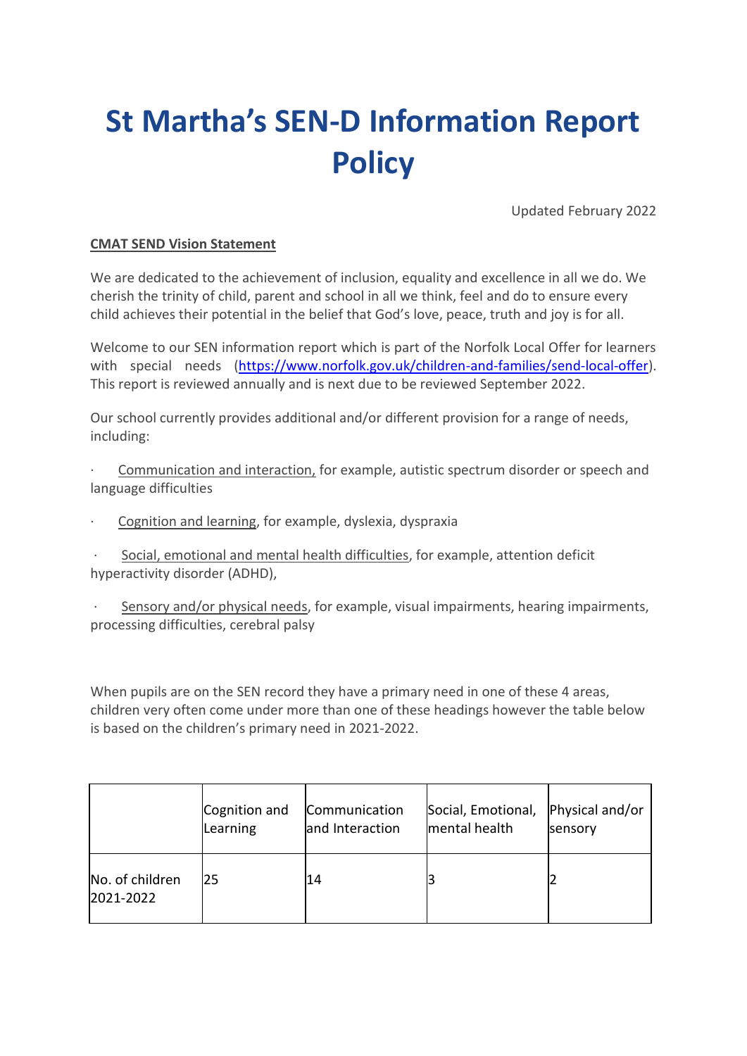# St Martha's SEN-D Information Report Policy

Updated February 2022

**CMAT SEND Vision Statement**

We are dedicated to the achievement of inclusion, equality and excellence in all we do. We cherish the trinity of child, parent and school in all we think, feel and do to ensure every child achieves their potential in the belief that God's love, peace, truth and joy is for all.

Welcome to our SEN information report which is part of the Norfolk Local Offer for learners with special needs (https://www.norfolk.gov.uk/children-and-families/send-local-offer). This report is reviewed annually and is next due to be reviewed September 2022.

Our school currently provides additional and/or different provision for a range of needs, including:

- Communication and interaction, for example, autistic spectrum disorder or speech and language difficulties
- Cognition and learning, for example, dyslexia, dyspraxia
- Social, emotional and mental health difficulties, for example, attention deficit hyperactivity disorder (ADHD),
- Sensory and/or physical needs, for example, visual impairments, hearing impairments, processing difficulties, cerebral palsy

When pupils are on the SEN record they have a primary need in one of these 4 areas, children very often come under more than one of these headings however the table below is based on the children's primary need in 2021-2022.

| | Cognition and Learning | Communication and Interaction | Social, Emotional, mental health | Physical and/or sensory |
|---|---|---|---|---|
| No. of children 2021-2022 | 25 | 14 | 3 | 2 |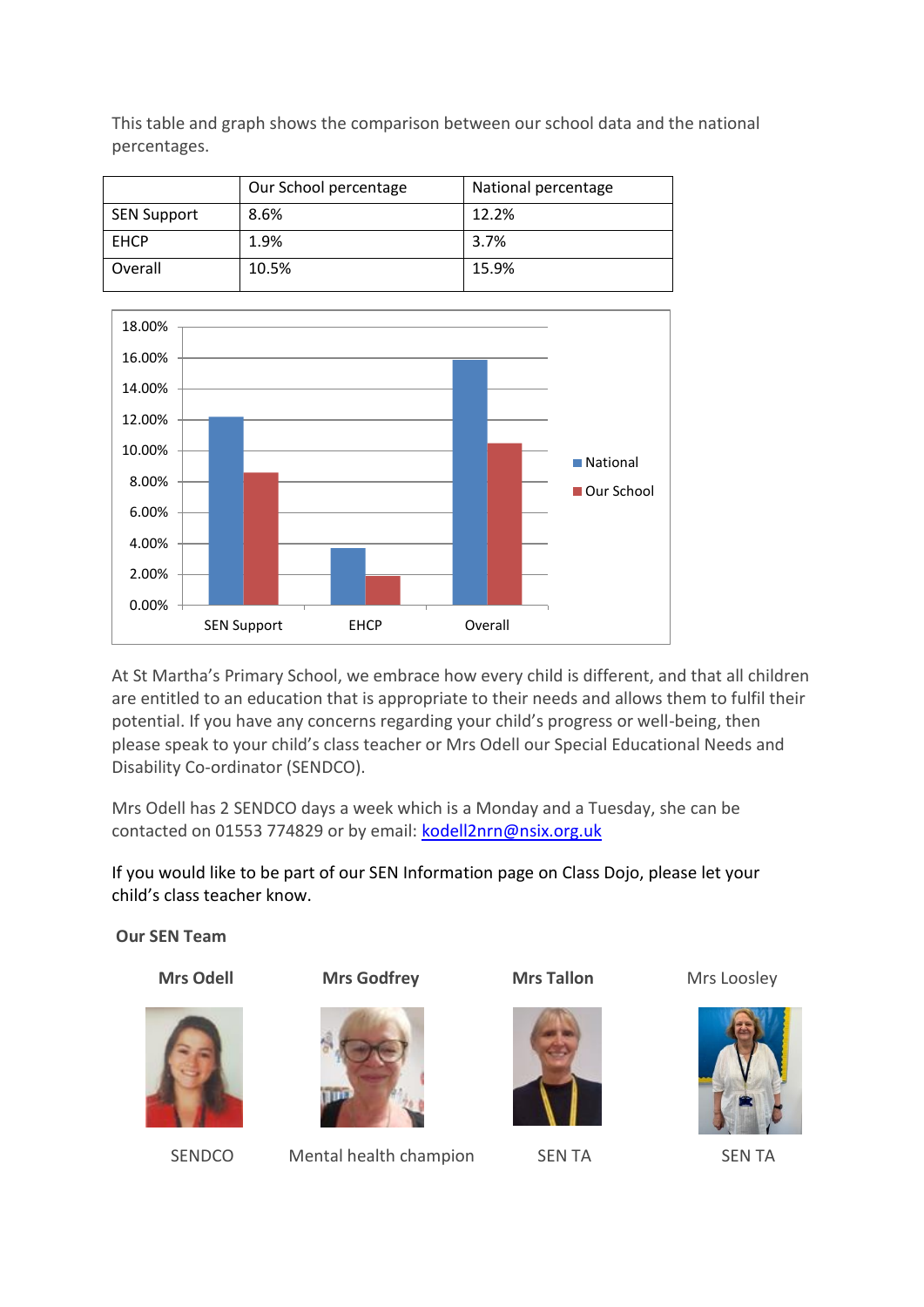This table and graph shows the comparison between our school data and the national percentages.

| | Our School percentage | National percentage |
|---|---|---|
| SEN Support | 8.6% | 12.2% |
| EHCP | 1.9% | 3.7% |
| Overall | 10.5% | 15.9% |

At St Martha's Primary School, we embrace how every child is different, and that all children are entitled to an education that is appropriate to their needs and allows them to fulfil their potential. If you have any concerns regarding your child's progress or well-being, then please speak to your child's class teacher or Mrs Odell our Special Educational Needs and Disability Co-ordinator (SENDCO).

Mrs Odell has 2 SENDCO days a week which is a Monday and a Tuesday, she can be contacted on 01553 774829 or by email: kodell2nrn@nsix.org.uk

If you would like to be part of our SEN Information page on Class Dojo, please let your child's class teacher know.

**Our SEN Team**

**Mrs Odell** — SENDCO

**Mrs Godfrey** — Mental health champion

**Mrs Tallon** — SEN TA

Mrs Loosley — SEN TA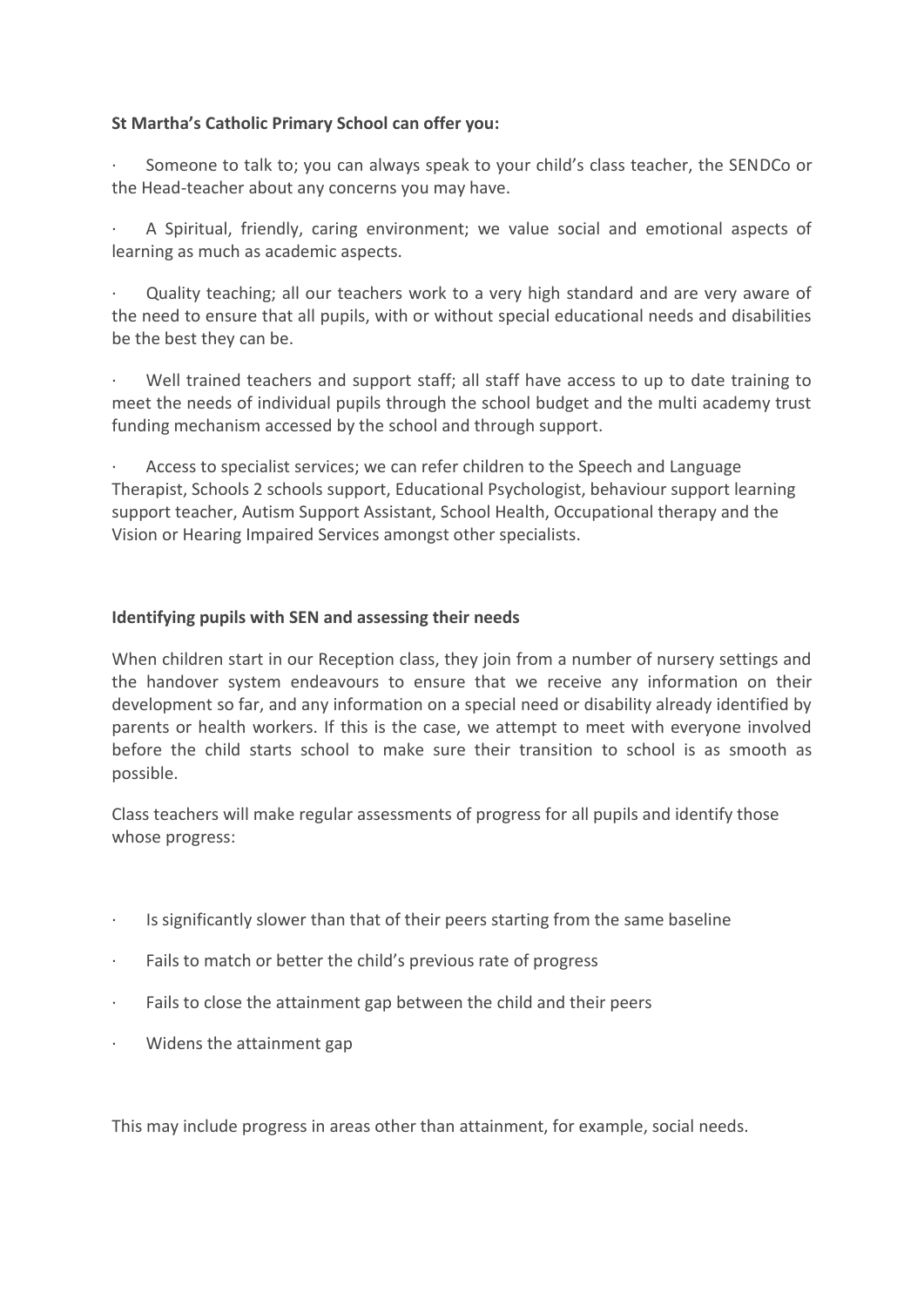**St Martha's Catholic Primary School can offer you:**

- Someone to talk to; you can always speak to your child's class teacher, the SENDCo or the Head-teacher about any concerns you may have.
- A Spiritual, friendly, caring environment; we value social and emotional aspects of learning as much as academic aspects.
- Quality teaching; all our teachers work to a very high standard and are very aware of the need to ensure that all pupils, with or without special educational needs and disabilities be the best they can be.
- Well trained teachers and support staff; all staff have access to up to date training to meet the needs of individual pupils through the school budget and the multi academy trust funding mechanism accessed by the school and through support.
- Access to specialist services; we can refer children to the Speech and Language Therapist, Schools 2 schools support, Educational Psychologist, behaviour support learning support teacher, Autism Support Assistant, School Health, Occupational therapy and the Vision or Hearing Impaired Services amongst other specialists.

**Identifying pupils with SEN and assessing their needs**

When children start in our Reception class, they join from a number of nursery settings and the handover system endeavours to ensure that we receive any information on their development so far, and any information on a special need or disability already identified by parents or health workers. If this is the case, we attempt to meet with everyone involved before the child starts school to make sure their transition to school is as smooth as possible.

Class teachers will make regular assessments of progress for all pupils and identify those whose progress:

- Is significantly slower than that of their peers starting from the same baseline
- Fails to match or better the child's previous rate of progress
- Fails to close the attainment gap between the child and their peers
- Widens the attainment gap

This may include progress in areas other than attainment, for example, social needs.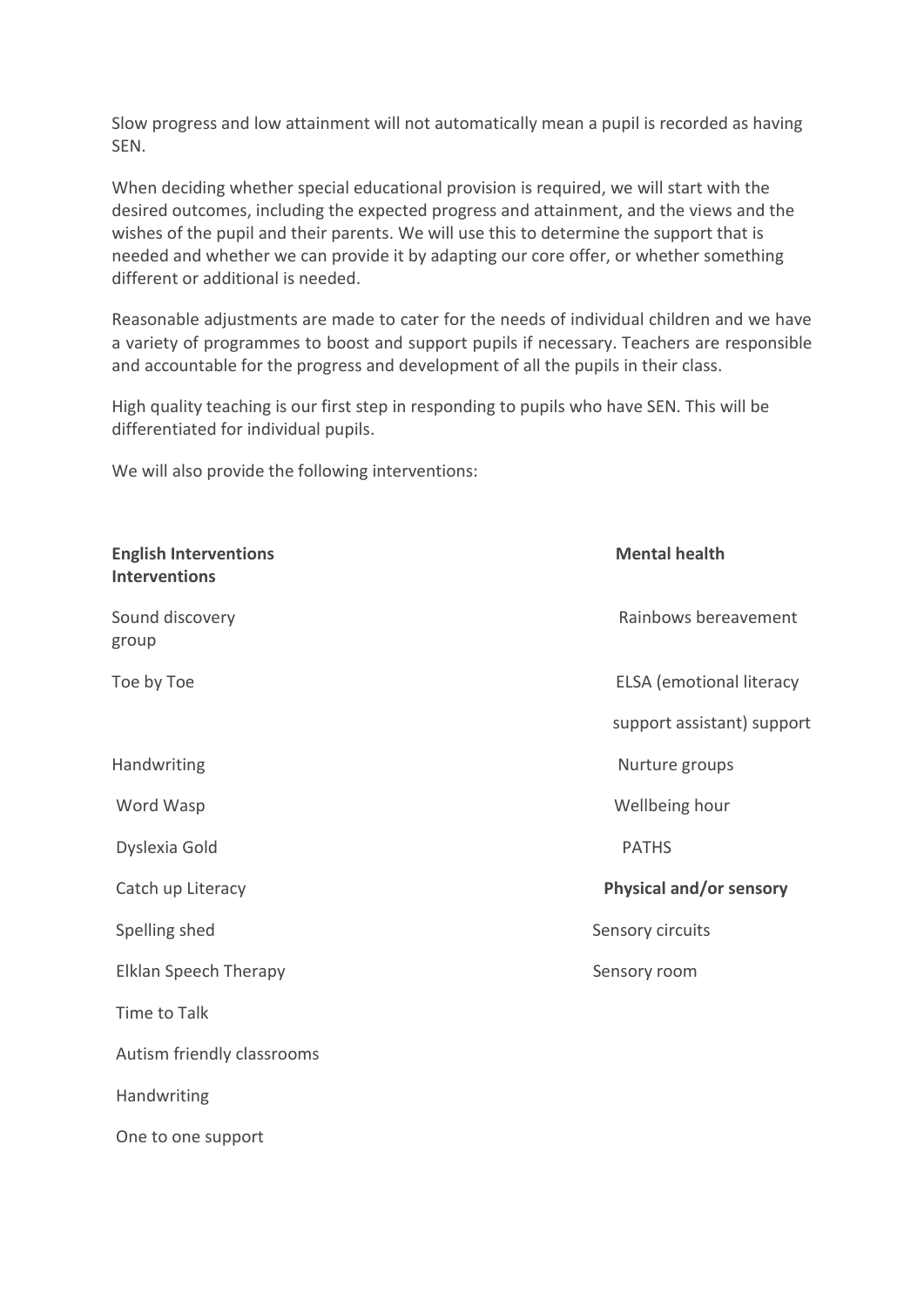Slow progress and low attainment will not automatically mean a pupil is recorded as having SEN.

When deciding whether special educational provision is required, we will start with the desired outcomes, including the expected progress and attainment, and the views and the wishes of the pupil and their parents. We will use this to determine the support that is needed and whether we can provide it by adapting our core offer, or whether something different or additional is needed.

Reasonable adjustments are made to cater for the needs of individual children and we have a variety of programmes to boost and support pupils if necessary. Teachers are responsible and accountable for the progress and development of all the pupils in their class.

High quality teaching is our first step in responding to pupils who have SEN. This will be differentiated for individual pupils.

We will also provide the following interventions:

| **English Interventions Interventions** | **Mental health** |
|---|---|
| Sound discovery group | Rainbows bereavement |
| Toe by Toe | ELSA (emotional literacy support assistant) support |
| Handwriting | Nurture groups |
| Word Wasp | Wellbeing hour |
| Dyslexia Gold | PATHS |
| Catch up Literacy | **Physical and/or sensory** |
| Spelling shed | Sensory circuits |
| Elklan Speech Therapy | Sensory room |
| Time to Talk | |
| Autism friendly classrooms | |
| Handwriting | |
| One to one support | |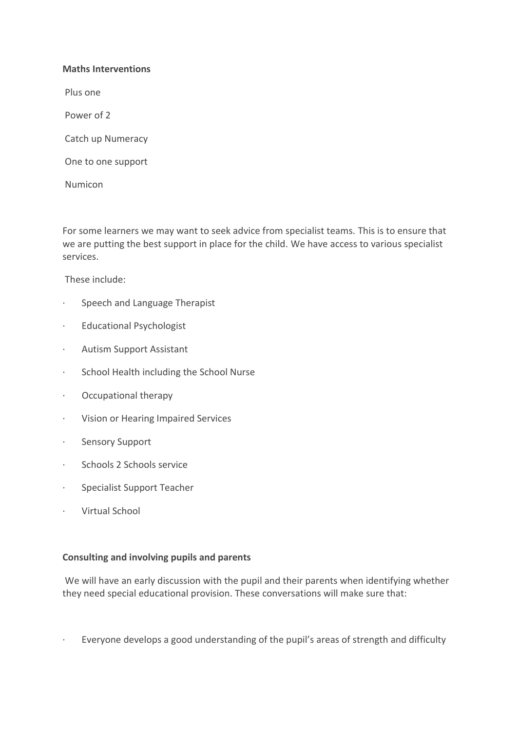**Maths Interventions**

Plus one

Power of 2

Catch up Numeracy

One to one support

Numicon

For some learners we may want to seek advice from specialist teams. This is to ensure that we are putting the best support in place for the child. We have access to various specialist services.

These include:

- Speech and Language Therapist
- Educational Psychologist
- Autism Support Assistant
- School Health including the School Nurse
- Occupational therapy
- Vision or Hearing Impaired Services
- Sensory Support
- Schools 2 Schools service
- Specialist Support Teacher
- Virtual School

**Consulting and involving pupils and parents**

We will have an early discussion with the pupil and their parents when identifying whether they need special educational provision. These conversations will make sure that:

- Everyone develops a good understanding of the pupil's areas of strength and difficulty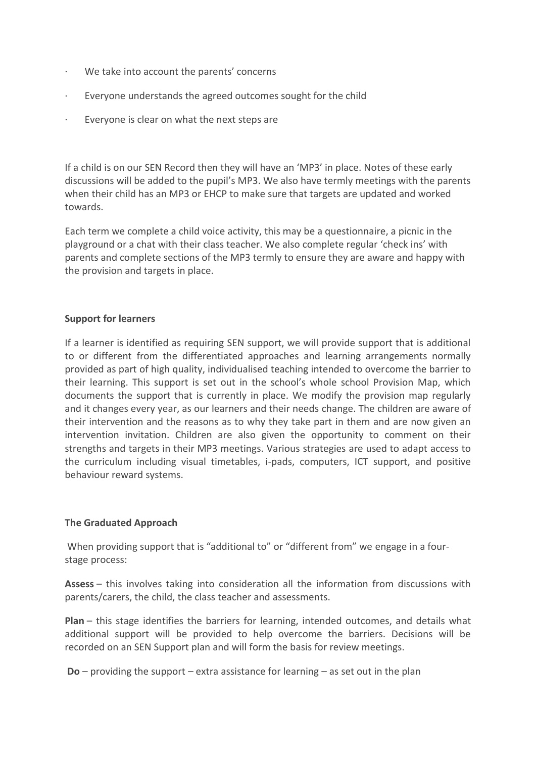- We take into account the parents' concerns
- Everyone understands the agreed outcomes sought for the child
- Everyone is clear on what the next steps are

If a child is on our SEN Record then they will have an 'MP3' in place. Notes of these early discussions will be added to the pupil's MP3. We also have termly meetings with the parents when their child has an MP3 or EHCP to make sure that targets are updated and worked towards.

Each term we complete a child voice activity, this may be a questionnaire, a picnic in the playground or a chat with their class teacher. We also complete regular 'check ins' with parents and complete sections of the MP3 termly to ensure they are aware and happy with the provision and targets in place.

**Support for learners**

If a learner is identified as requiring SEN support, we will provide support that is additional to or different from the differentiated approaches and learning arrangements normally provided as part of high quality, individualised teaching intended to overcome the barrier to their learning. This support is set out in the school's whole school Provision Map, which documents the support that is currently in place. We modify the provision map regularly and it changes every year, as our learners and their needs change. The children are aware of their intervention and the reasons as to why they take part in them and are now given an intervention invitation. Children are also given the opportunity to comment on their strengths and targets in their MP3 meetings. Various strategies are used to adapt access to the curriculum including visual timetables, i-pads, computers, ICT support, and positive behaviour reward systems.

**The Graduated Approach**

When providing support that is "additional to" or "different from" we engage in a four-stage process:

**Assess** – this involves taking into consideration all the information from discussions with parents/carers, the child, the class teacher and assessments.

**Plan** – this stage identifies the barriers for learning, intended outcomes, and details what additional support will be provided to help overcome the barriers. Decisions will be recorded on an SEN Support plan and will form the basis for review meetings.

**Do** – providing the support – extra assistance for learning – as set out in the plan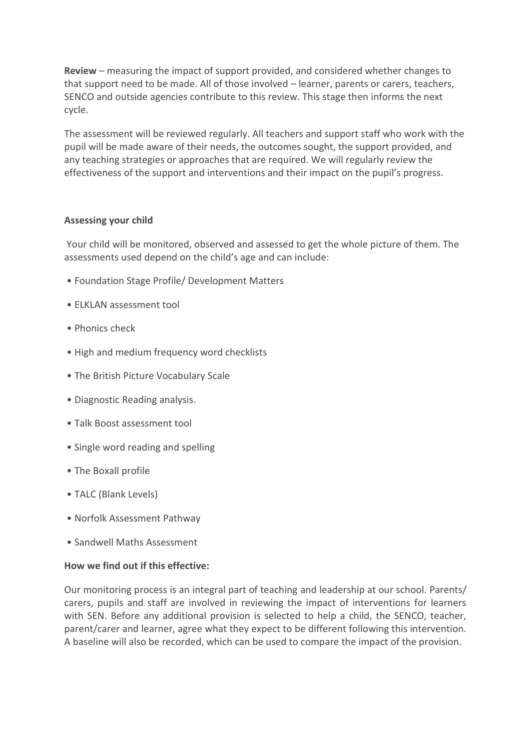**Review** – measuring the impact of support provided, and considered whether changes to that support need to be made. All of those involved – learner, parents or carers, teachers, SENCO and outside agencies contribute to this review. This stage then informs the next cycle.

The assessment will be reviewed regularly. All teachers and support staff who work with the pupil will be made aware of their needs, the outcomes sought, the support provided, and any teaching strategies or approaches that are required. We will regularly review the effectiveness of the support and interventions and their impact on the pupil's progress.

**Assessing your child**

Your child will be monitored, observed and assessed to get the whole picture of them. The assessments used depend on the child's age and can include:

- Foundation Stage Profile/ Development Matters
- ELKLAN assessment tool
- Phonics check
- High and medium frequency word checklists
- The British Picture Vocabulary Scale
- Diagnostic Reading analysis.
- Talk Boost assessment tool
- Single word reading and spelling
- The Boxall profile
- TALC (Blank Levels)
- Norfolk Assessment Pathway
- Sandwell Maths Assessment

**How we find out if this effective:**

Our monitoring process is an integral part of teaching and leadership at our school. Parents/ carers, pupils and staff are involved in reviewing the impact of interventions for learners with SEN. Before any additional provision is selected to help a child, the SENCO, teacher, parent/carer and learner, agree what they expect to be different following this intervention. A baseline will also be recorded, which can be used to compare the impact of the provision.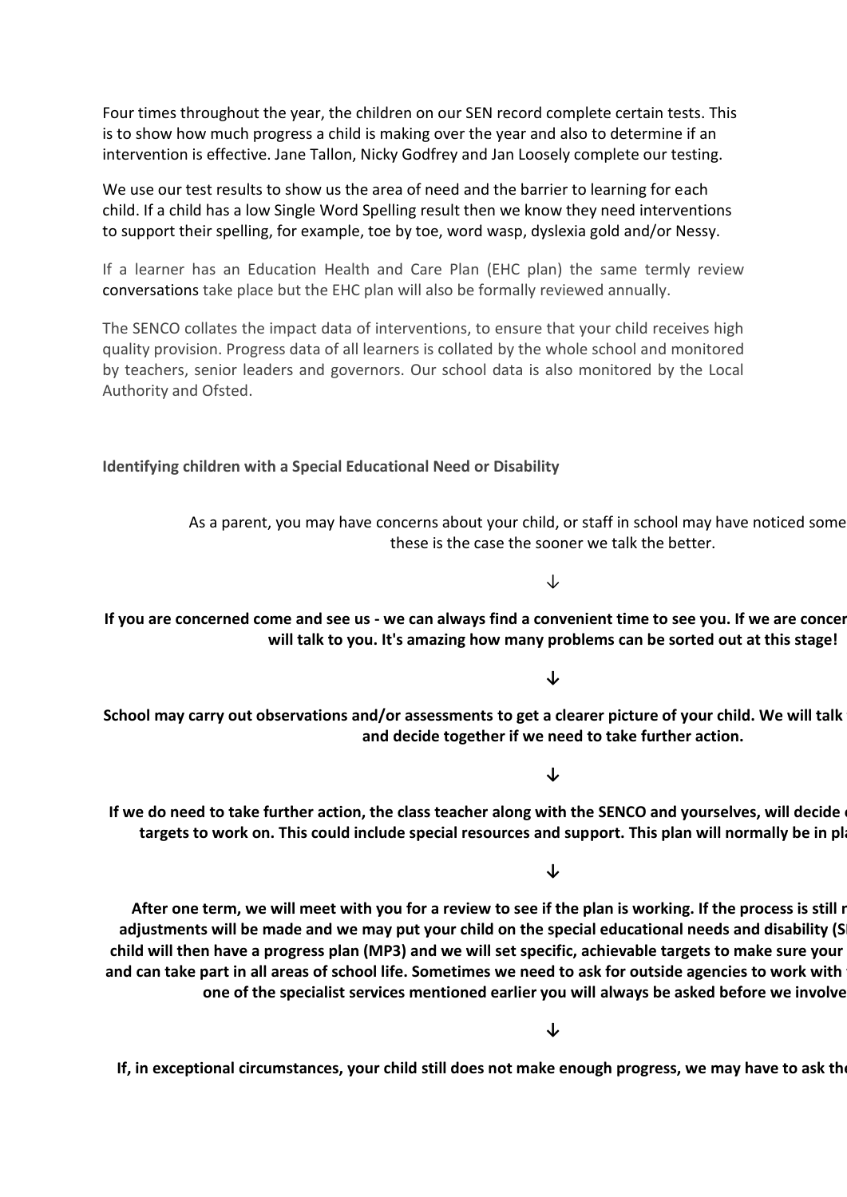Four times throughout the year, the children on our SEN record complete certain tests. This is to show how much progress a child is making over the year and also to determine if an intervention is effective. Jane Tallon, Nicky Godfrey and Jan Loosely complete our testing.

We use our test results to show us the area of need and the barrier to learning for each child. If a child has a low Single Word Spelling result then we know they need interventions to support their spelling, for example, toe by toe, word wasp, dyslexia gold and/or Nessy.

If a learner has an Education Health and Care Plan (EHC plan) the same termly review conversations take place but the EHC plan will also be formally reviewed annually.

The SENCO collates the impact data of interventions, to ensure that your child receives high quality provision. Progress data of all learners is collated by the whole school and monitored by teachers, senior leaders and governors. Our school data is also monitored by the Local Authority and Ofsted.

**Identifying children with a Special Educational Need or Disability**

As a parent, you may have concerns about your child, or staff in school may have noticed some these is the case the sooner we talk the better.

↓

**If you are concerned come and see us - we can always find a convenient time to see you. If we are concer will talk to you. It's amazing how many problems can be sorted out at this stage!**

↓

**School may carry out observations and/or assessments to get a clearer picture of your child. We will talk and decide together if we need to take further action.**

↓

**If we do need to take further action, the class teacher along with the SENCO and yourselves, will decide targets to work on. This could include special resources and support. This plan will normally be in pl**

↓

**After one term, we will meet with you for a review to see if the plan is working. If the process is still r adjustments will be made and we may put your child on the special educational needs and disability (S child will then have a progress plan (MP3) and we will set specific, achievable targets to make sure your and can take part in all areas of school life. Sometimes we need to ask for outside agencies to work with one of the specialist services mentioned earlier you will always be asked before we involve**

↓

**If, in exceptional circumstances, your child still does not make enough progress, we may have to ask th**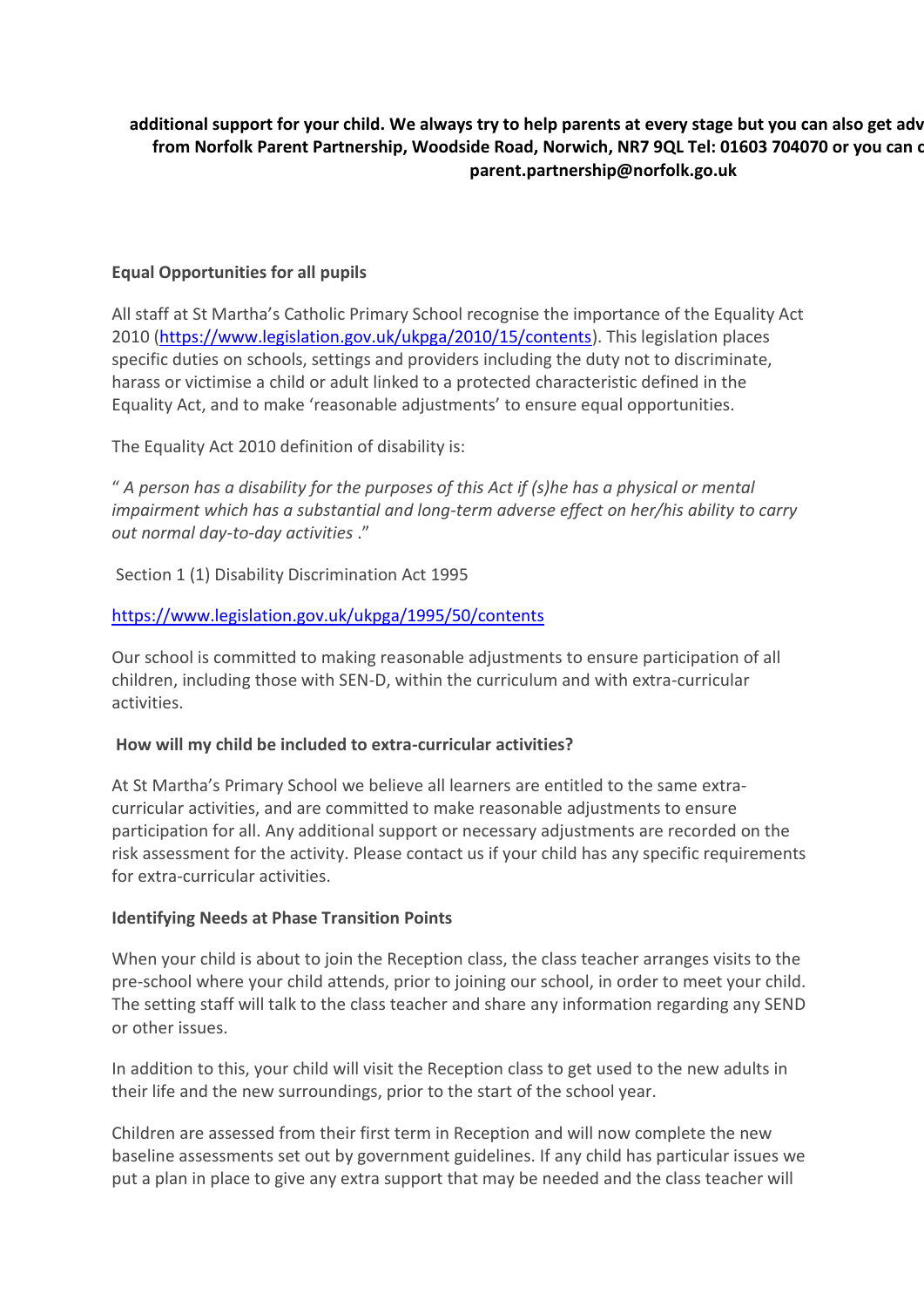**additional support for your child. We always try to help parents at every stage but you can also get adv from Norfolk Parent Partnership, Woodside Road, Norwich, NR7 9QL Tel: 01603 704070 or you can c parent.partnership@norfolk.go.uk**

**Equal Opportunities for all pupils**

All staff at St Martha's Catholic Primary School recognise the importance of the Equality Act 2010 (https://www.legislation.gov.uk/ukpga/2010/15/contents). This legislation places specific duties on schools, settings and providers including the duty not to discriminate, harass or victimise a child or adult linked to a protected characteristic defined in the Equality Act, and to make 'reasonable adjustments' to ensure equal opportunities.

The Equality Act 2010 definition of disability is:

" *A person has a disability for the purposes of this Act if (s)he has a physical or mental impairment which has a substantial and long-term adverse effect on her/his ability to carry out normal day-to-day activities* ."

Section 1 (1) Disability Discrimination Act 1995

https://www.legislation.gov.uk/ukpga/1995/50/contents

Our school is committed to making reasonable adjustments to ensure participation of all children, including those with SEN-D, within the curriculum and with extra-curricular activities.

**How will my child be included to extra-curricular activities?**

At St Martha's Primary School we believe all learners are entitled to the same extra-curricular activities, and are committed to make reasonable adjustments to ensure participation for all. Any additional support or necessary adjustments are recorded on the risk assessment for the activity. Please contact us if your child has any specific requirements for extra-curricular activities.

**Identifying Needs at Phase Transition Points**

When your child is about to join the Reception class, the class teacher arranges visits to the pre-school where your child attends, prior to joining our school, in order to meet your child. The setting staff will talk to the class teacher and share any information regarding any SEND or other issues.

In addition to this, your child will visit the Reception class to get used to the new adults in their life and the new surroundings, prior to the start of the school year.

Children are assessed from their first term in Reception and will now complete the new baseline assessments set out by government guidelines. If any child has particular issues we put a plan in place to give any extra support that may be needed and the class teacher will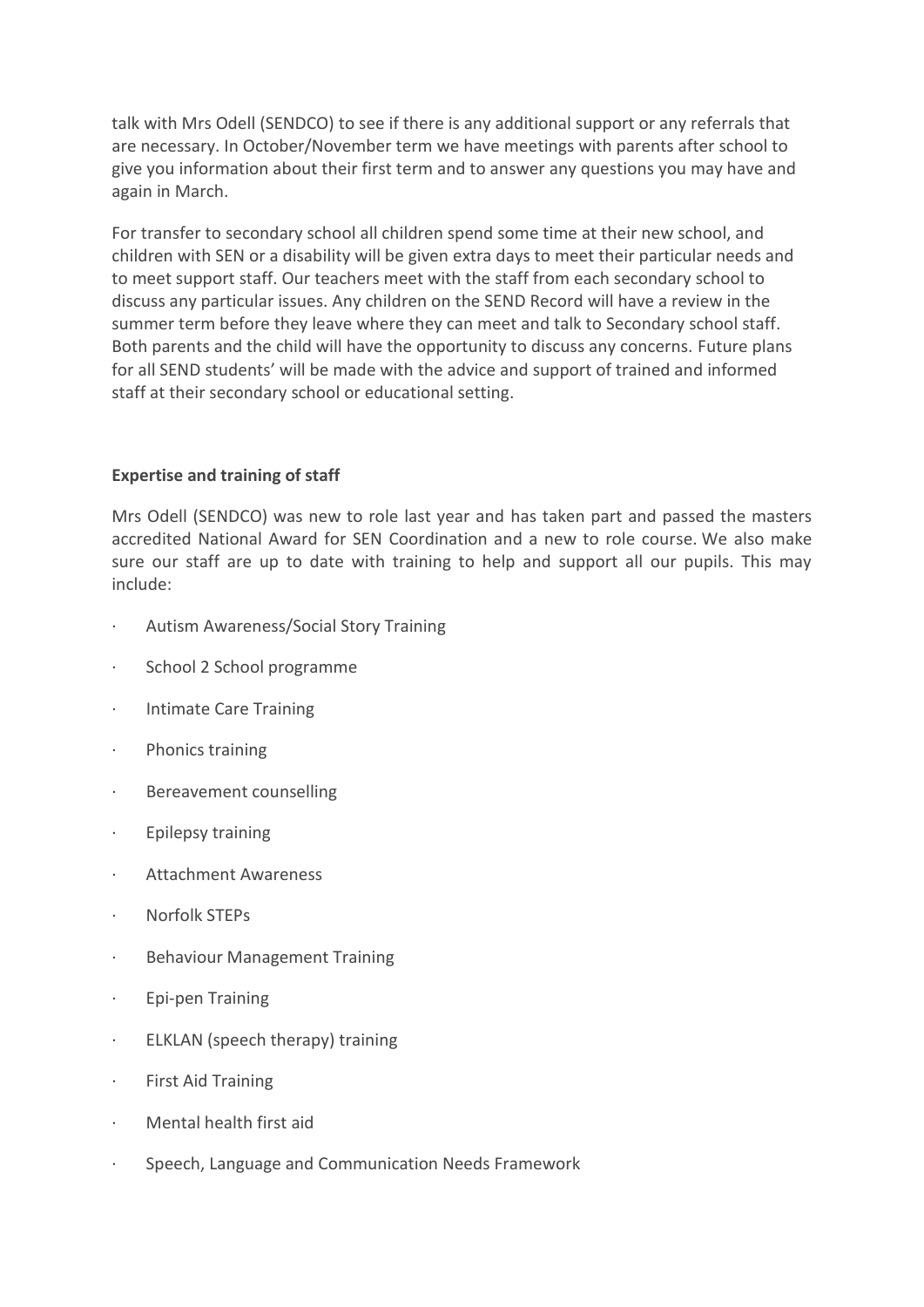talk with Mrs Odell (SENDCO) to see if there is any additional support or any referrals that are necessary. In October/November term we have meetings with parents after school to give you information about their first term and to answer any questions you may have and again in March.

For transfer to secondary school all children spend some time at their new school, and children with SEN or a disability will be given extra days to meet their particular needs and to meet support staff. Our teachers meet with the staff from each secondary school to discuss any particular issues. Any children on the SEND Record will have a review in the summer term before they leave where they can meet and talk to Secondary school staff. Both parents and the child will have the opportunity to discuss any concerns. Future plans for all SEND students' will be made with the advice and support of trained and informed staff at their secondary school or educational setting.

**Expertise and training of staff**

Mrs Odell (SENDCO) was new to role last year and has taken part and passed the masters accredited National Award for SEN Coordination and a new to role course. We also make sure our staff are up to date with training to help and support all our pupils. This may include:

- Autism Awareness/Social Story Training
- School 2 School programme
- Intimate Care Training
- Phonics training
- Bereavement counselling
- Epilepsy training
- Attachment Awareness
- Norfolk STEPs
- Behaviour Management Training
- Epi-pen Training
- ELKLAN (speech therapy) training
- First Aid Training
- Mental health first aid
- Speech, Language and Communication Needs Framework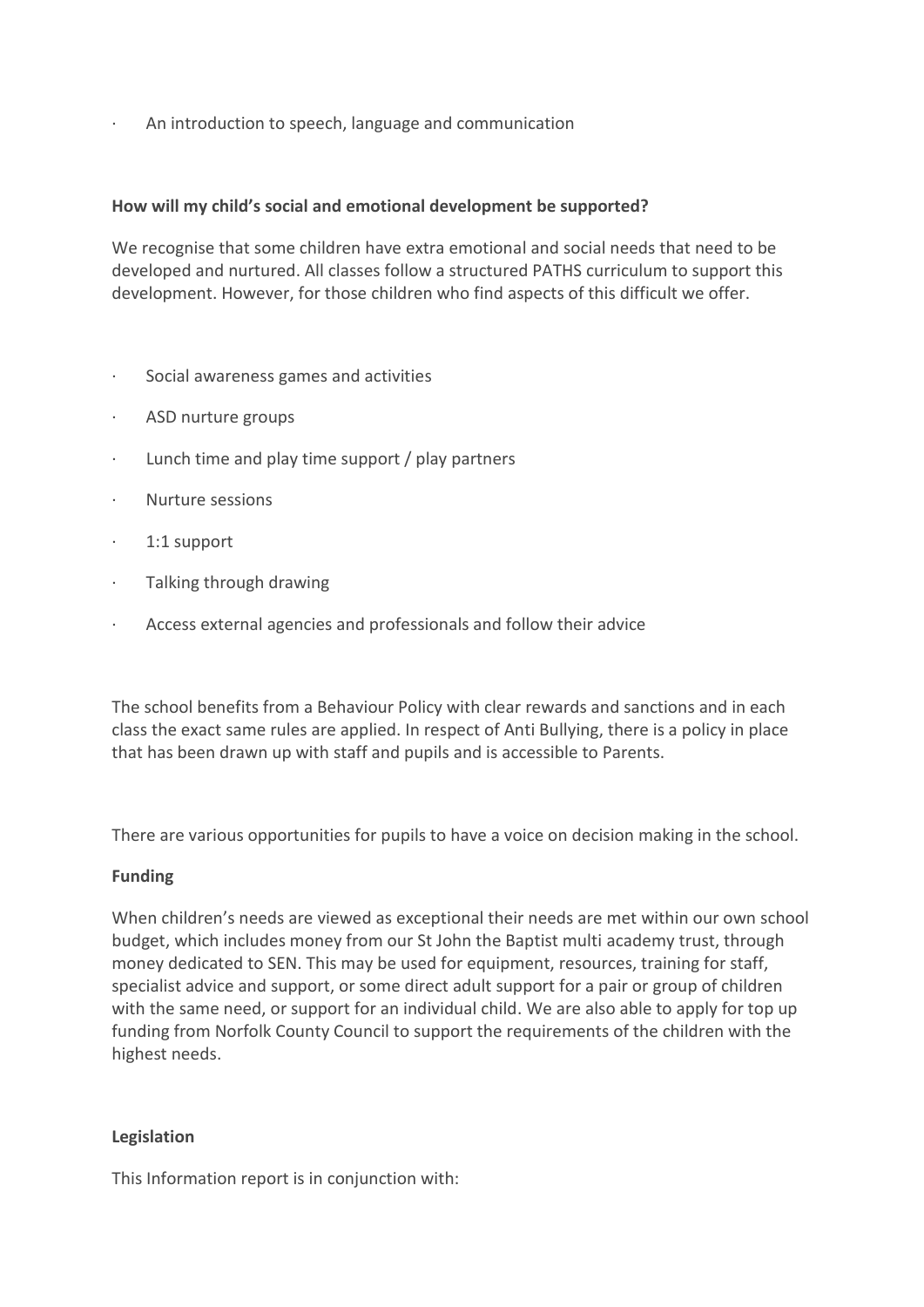- An introduction to speech, language and communication

**How will my child's social and emotional development be supported?**

We recognise that some children have extra emotional and social needs that need to be developed and nurtured. All classes follow a structured PATHS curriculum to support this development. However, for those children who find aspects of this difficult we offer.

- Social awareness games and activities
- ASD nurture groups
- Lunch time and play time support / play partners
- Nurture sessions
- 1:1 support
- Talking through drawing
- Access external agencies and professionals and follow their advice

The school benefits from a Behaviour Policy with clear rewards and sanctions and in each class the exact same rules are applied. In respect of Anti Bullying, there is a policy in place that has been drawn up with staff and pupils and is accessible to Parents.

There are various opportunities for pupils to have a voice on decision making in the school.

**Funding**

When children's needs are viewed as exceptional their needs are met within our own school budget, which includes money from our St John the Baptist multi academy trust, through money dedicated to SEN. This may be used for equipment, resources, training for staff, specialist advice and support, or some direct adult support for a pair or group of children with the same need, or support for an individual child. We are also able to apply for top up funding from Norfolk County Council to support the requirements of the children with the highest needs.

**Legislation**

This Information report is in conjunction with: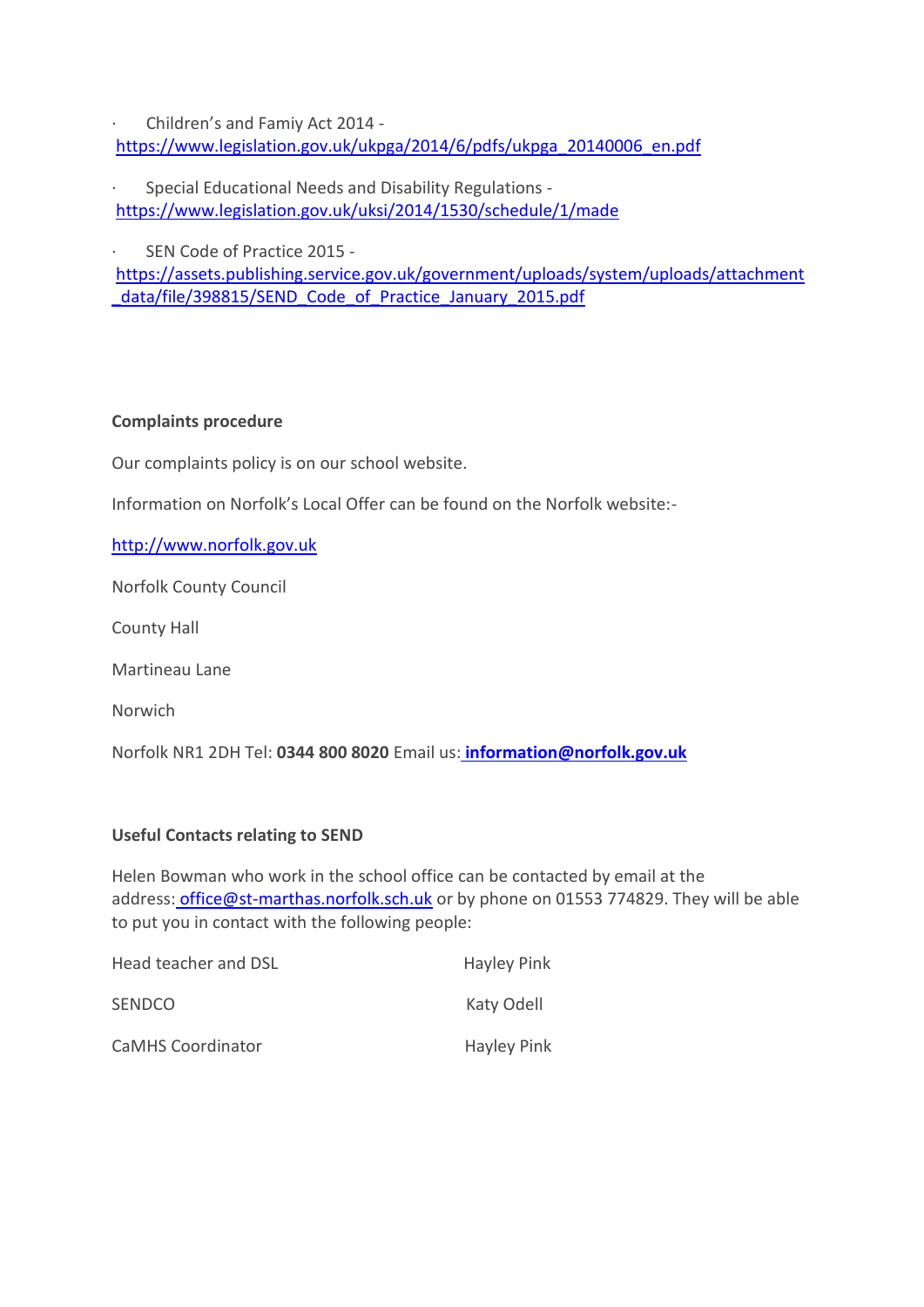- Children's and Famiy Act 2014 - https://www.legislation.gov.uk/ukpga/2014/6/pdfs/ukpga_20140006_en.pdf

- Special Educational Needs and Disability Regulations - https://www.legislation.gov.uk/uksi/2014/1530/schedule/1/made

- SEN Code of Practice 2015 - https://assets.publishing.service.gov.uk/government/uploads/system/uploads/attachment_data/file/398815/SEND_Code_of_Practice_January_2015.pdf

**Complaints procedure**

Our complaints policy is on our school website.

Information on Norfolk's Local Offer can be found on the Norfolk website:-

http://www.norfolk.gov.uk

Norfolk County Council

County Hall

Martineau Lane

Norwich

Norfolk NR1 2DH Tel: **0344 800 8020** Email us: **information@norfolk.gov.uk**

**Useful Contacts relating to SEND**

Helen Bowman who work in the school office can be contacted by email at the address: office@st-marthas.norfolk.sch.uk or by phone on 01553 774829. They will be able to put you in contact with the following people:

| | |
|---|---|
| Head teacher and DSL | Hayley Pink |
| SENDCO | Katy Odell |
| CaMHS Coordinator | Hayley Pink |